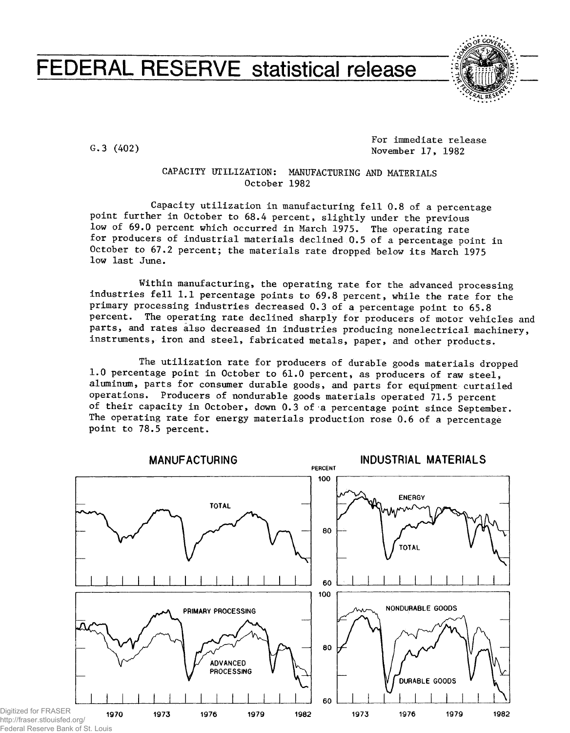# FEDERAL RESERVE statistical release

G.3 (402)

For immediate release
November 17, 1982

## CAPACITY UTILIZATION: MANUFACTURING AND MATERIALS
### October 1982

Capacity utilization in manufacturing fell 0.8 of a percentage point further in October to 68.4 percent, slightly under the previous low of 69.0 percent which occurred in March 1975. The operating rate for producers of industrial materials declined 0.5 of a percentage point in October to 67.2 percent; the materials rate dropped below its March 1975 low last June.

Within manufacturing, the operating rate for the advanced processing industries fell 1.1 percentage points to 69.8 percent, while the rate for the primary processing industries decreased 0.3 of a percentage point to 65.8 percent. The operating rate declined sharply for producers of motor vehicles and parts, and rates also decreased in industries producing nonelectrical machinery, instruments, iron and steel, fabricated metals, paper, and other products.

The utilization rate for producers of durable goods materials dropped 1.0 percentage point in October to 61.0 percent, as producers of raw steel, aluminum, parts for consumer durable goods, and parts for equipment curtailed operations. Producers of nondurable goods materials operated 71.5 percent of their capacity in October, down 0.3 of a percentage point since September. The operating rate for energy materials production rose 0.6 of a percentage point to 78.5 percent.

MANUFACTURING — INDUSTRIAL MATERIALS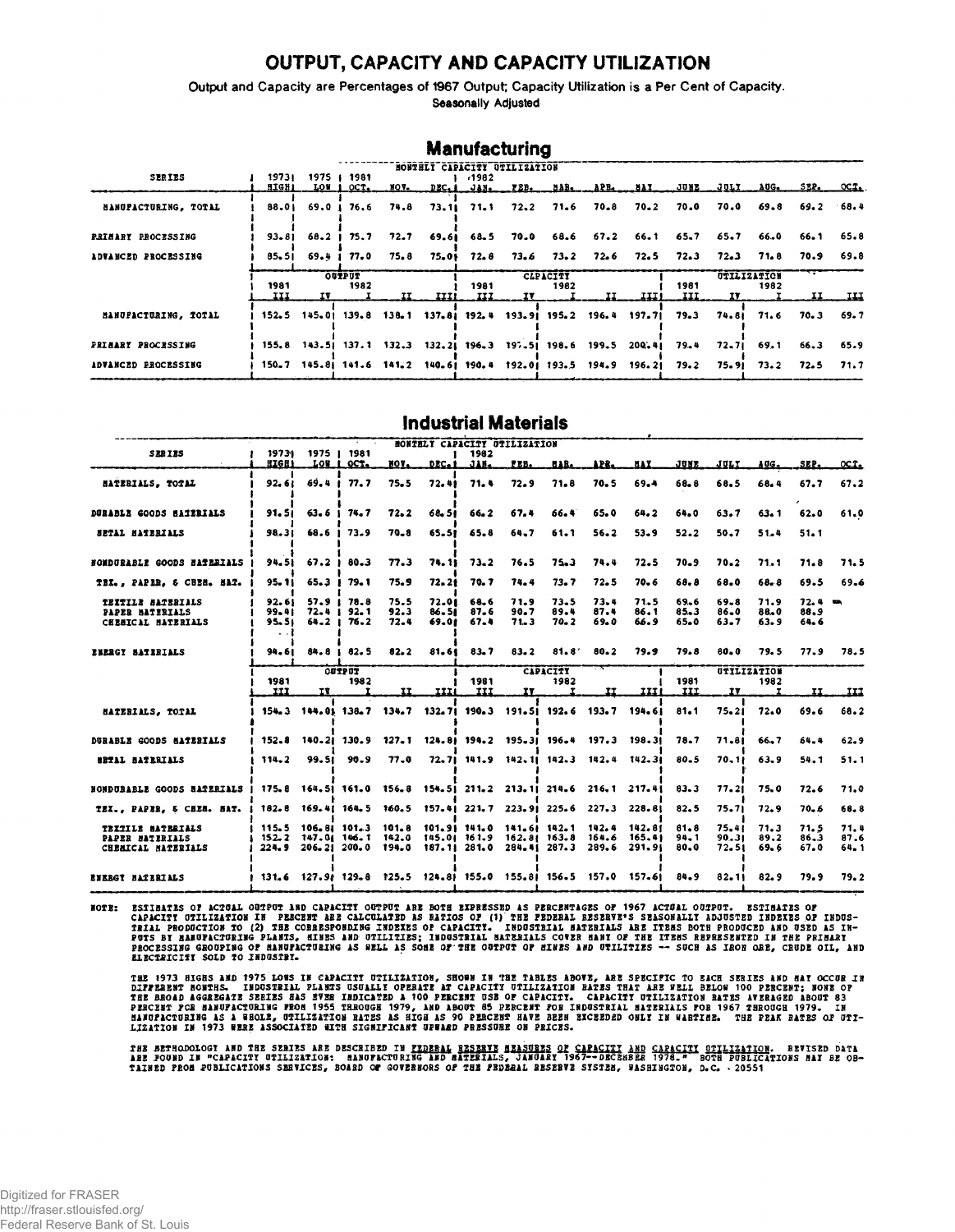# OUTPUT, CAPACITY AND CAPACITY UTILIZATION

Output and Capacity are Percentages of 1967 Output; Capacity Utilization is a Per Cent of Capacity.
Seasonally Adjusted

## Manufacturing

| SERIES | 1973 HIGH | 1975 LOW | 1981 OCT. | NOV. | DEC. | 1982 JAN. | FEB. | MAR. | APR. | MAY | JUNE | JULY | AUG. | SEP. | OCT. |
|---|---|---|---|---|---|---|---|---|---|---|---|---|---|---|---|
| | | | MONTHLY CAPACITY UTILIZATION | | | | | | | | | | | | |
| MANUFACTURING, TOTAL | 88.0 | 69.0 | 76.6 | 74.8 | 73.1 | 71.1 | 72.2 | 71.6 | 70.8 | 70.2 | 70.0 | 70.0 | 69.8 | 69.2 | 68.4 |
| PRIMARY PROCESSING | 93.8 | 68.2 | 75.7 | 72.7 | 69.6 | 68.5 | 70.0 | 68.6 | 67.2 | 66.1 | 65.7 | 65.7 | 66.0 | 66.1 | 65.8 |
| ADVANCED PROCESSING | 85.5 | 69.4 | 77.0 | 75.8 | 75.0 | 72.8 | 73.6 | 73.2 | 72.6 | 72.5 | 72.3 | 72.3 | 71.8 | 70.9 | 69.8 |

| SERIES | OUTPUT 1981 III | IV | 1982 I | II | III | CAPACITY 1981 III | IV | 1982 I | II | III | UTILIZATION 1981 III | IV | 1982 I | II | III |
|---|---|---|---|---|---|---|---|---|---|---|---|---|---|---|---|
| MANUFACTURING, TOTAL | 152.5 | 145.0 | 139.8 | 138.1 | 137.8 | 192.4 | 193.9 | 195.2 | 196.4 | 197.7 | 79.3 | 74.8 | 71.6 | 70.3 | 69.7 |
| PRIMARY PROCESSING | 155.8 | 143.5 | 137.1 | 132.3 | 132.2 | 196.3 | 197.5 | 198.6 | 199.5 | 200.4 | 79.4 | 72.7 | 69.1 | 66.3 | 65.9 |
| ADVANCED PROCESSING | 150.7 | 145.8 | 141.6 | 141.2 | 140.6 | 190.4 | 192.0 | 193.5 | 194.9 | 196.2 | 79.2 | 75.9 | 73.2 | 72.5 | 71.7 |

## Industrial Materials

| SERIES | 1973 HIGH | 1975 LOW | 1981 OCT. | NOV. | DEC. | 1982 JAN. | FEB. | MAR. | APR. | MAY | JUNE | JULY | AUG. | SEP. | OCT. |
|---|---|---|---|---|---|---|---|---|---|---|---|---|---|---|---|
| | | | MONTHLY CAPACITY UTILIZATION | | | | | | | | | | | | |
| MATERIALS, TOTAL | 92.6 | 69.4 | 77.7 | 75.5 | 72.4 | 71.4 | 72.9 | 71.8 | 70.5 | 69.4 | 68.8 | 68.5 | 68.4 | 67.7 | 67.2 |
| DURABLE GOODS MATERIALS | 91.5 | 63.6 | 74.7 | 72.2 | 68.5 | 66.2 | 67.4 | 66.4 | 65.0 | 64.2 | 64.0 | 63.7 | 63.1 | 62.0 | 61.0 |
| METAL MATERIALS | 98.3 | 68.6 | 73.9 | 70.8 | 65.5 | 65.8 | 64.7 | 61.1 | 56.2 | 53.9 | 52.2 | 50.7 | 51.4 | 51.1 | |
| NONDURABLE GOODS MATERIALS | 94.5 | 67.2 | 80.3 | 77.3 | 74.1 | 73.2 | 76.5 | 75.3 | 74.4 | 72.5 | 70.9 | 70.2 | 71.1 | 71.8 | 71.5 |
| TEX., PAPER, & CHEM. MAT. | 95.1 | 65.3 | 79.1 | 75.9 | 72.2 | 70.7 | 74.4 | 73.7 | 72.5 | 70.6 | 68.8 | 68.0 | 68.8 | 69.5 | 69.6 |
| TEXTILE MATERIALS | 92.6 | 57.9 | 78.8 | 75.5 | 72.0 | 68.6 | 71.9 | 73.5 | 73.4 | 71.5 | 69.6 | 69.8 | 71.9 | 72.4 | |
| PAPER MATERIALS | 99.4 | 72.4 | 92.1 | 92.3 | 86.5 | 87.6 | 90.7 | 89.4 | 87.4 | 86.1 | 85.3 | 86.0 | 88.0 | 88.9 | |
| CHEMICAL MATERIALS | 95.5 | 64.2 | 76.2 | 72.4 | 69.0 | 67.4 | 71.3 | 70.2 | 69.0 | 66.9 | 65.0 | 63.7 | 63.9 | 64.6 | |
| ENERGY MATERIALS | 94.6 | 84.8 | 82.5 | 82.2 | 81.6 | 83.7 | 83.2 | 81.8 | 80.2 | 79.9 | 79.8 | 80.0 | 79.5 | 77.9 | 78.5 |

| SERIES | OUTPUT 1981 III | IV | 1982 I | II | III | CAPACITY 1981 III | IV | 1982 I | II | III | UTILIZATION 1981 III | IV | 1982 I | II | III |
|---|---|---|---|---|---|---|---|---|---|---|---|---|---|---|---|
| MATERIALS, TOTAL | 154.3 | 144.0 | 138.7 | 134.7 | 132.7 | 190.3 | 191.5 | 192.6 | 193.7 | 194.6 | 81.1 | 75.2 | 72.0 | 69.6 | 68.2 |
| DURABLE GOODS MATERIALS | 152.8 | 140.2 | 130.9 | 127.1 | 124.8 | 194.2 | 195.3 | 196.4 | 197.3 | 198.3 | 78.7 | 71.8 | 66.7 | 64.4 | 62.9 |
| METAL MATERIALS | 114.2 | 99.5 | 90.9 | 77.0 | 72.7 | 141.9 | 142.1 | 142.3 | 142.4 | 142.3 | 80.5 | 70.1 | 63.9 | 54.1 | 51.1 |
| NONDURABLE GOODS MATERIALS | 175.8 | 164.5 | 161.0 | 156.8 | 154.5 | 211.2 | 213.1 | 214.6 | 216.1 | 217.4 | 83.3 | 77.2 | 75.0 | 72.6 | 71.0 |
| TEX., PAPER, & CHEM. MAT. | 182.8 | 169.4 | 164.5 | 160.5 | 157.4 | 221.7 | 223.9 | 225.6 | 227.3 | 228.8 | 82.5 | 75.7 | 72.9 | 70.6 | 68.8 |
| TEXTILE MATERIALS | 115.5 | 106.8 | 101.3 | 101.8 | 101.9 | 141.0 | 141.6 | 142.1 | 142.4 | 142.8 | 81.8 | 75.4 | 71.3 | 71.5 | 71.4 |
| PAPER MATERIALS | 152.2 | 147.0 | 146.1 | 142.0 | 145.0 | 161.9 | 162.8 | 163.8 | 164.6 | 165.4 | 94.1 | 90.3 | 89.2 | 86.3 | 87.6 |
| CHEMICAL MATERIALS | 224.9 | 206.2 | 200.0 | 194.0 | 187.1 | 281.0 | 284.4 | 287.3 | 289.6 | 291.9 | 80.0 | 72.5 | 69.6 | 67.0 | 64.1 |
| ENERGY MATERIALS | 131.6 | 127.9 | 129.8 | 125.5 | 124.8 | 155.0 | 155.8 | 156.5 | 157.0 | 157.6 | 84.9 | 82.1 | 82.9 | 79.9 | 79.2 |

NOTE: ESTIMATES OF ACTUAL OUTPUT AND CAPACITY OUTPUT ARE BOTH EXPRESSED AS PERCENTAGES OF 1967 ACTUAL OUTPUT. ESTIMATES OF CAPACITY UTILIZATION IN PERCENT ARE CALCULATED AS RATIOS OF (1) THE FEDERAL RESERVE'S SEASONALLY ADJUSTED INDEXES OF INDUSTRIAL PRODUCTION TO (2) THE CORRESPONDING INDEXES OF CAPACITY. INDUSTRIAL MATERIALS ARE ITEMS BOTH PRODUCED AND USED AS INPUTS BY MANUFACTURING PLANTS, MINES AND UTILITIES; INDUSTRIAL MATERIALS COVER MANY OF THE ITEMS REPRESENTED IN THE PRIMARY PROCESSING GROUPING OF MANUFACTURING AS WELL AS SOME OF THE OUTPUT OF MINES AND UTILITIES -- SUCH AS IRON ORE, CRUDE OIL, AND ELECTRICITY SOLD TO INDUSTRY.

THE 1973 HIGHS AND 1975 LOWS IN CAPACITY UTILIZATION, SHOWN IN THE TABLES ABOVE, ARE SPECIFIC TO EACH SERIES AND MAY OCCUR IN DIFFERENT MONTHS. INDUSTRIAL PLANTS USUALLY OPERATE AT CAPACITY UTILIZATION RATES THAT ARE WELL BELOW 100 PERCENT; NONE OF THE BROAD AGGREGATE SERIES HAS EVER INDICATED A 100 PERCENT USE OF CAPACITY. CAPACITY UTILIZATION RATES AVERAGED ABOUT 83 PERCENT FOR MANUFACTURING FROM 1955 THROUGH 1979, AND ABOUT 85 PERCENT FOR INDUSTRIAL MATERIALS FOR 1967 THROUGH 1979. IN MANUFACTURING AS A WHOLE, UTILIZATION RATES AS HIGH AS 90 PERCENT HAVE BEEN EXCEEDED ONLY IN WARTIME. THE PEAK RATES OF UTILIZATION IN 1973 WERE ASSOCIATED WITH SIGNIFICANT UPWARD PRESSURE ON PRICES.

THE METHODOLOGY AND THE SERIES ARE DESCRIBED IN FEDERAL RESERVE MEASURES OF CAPACITY AND CAPACITY UTILIZATION. REVISED DATA ARE FOUND IN "CAPACITY UTILIZATION: MANUFACTURING AND MATERIALS, JANUARY 1967--DECEMBER 1978." BOTH PUBLICATIONS MAY BE OBTAINED FROM PUBLICATIONS SERVICES, BOARD OF GOVERNORS OF THE FEDERAL RESERVE SYSTEM, WASHINGTON, D.C. 20551